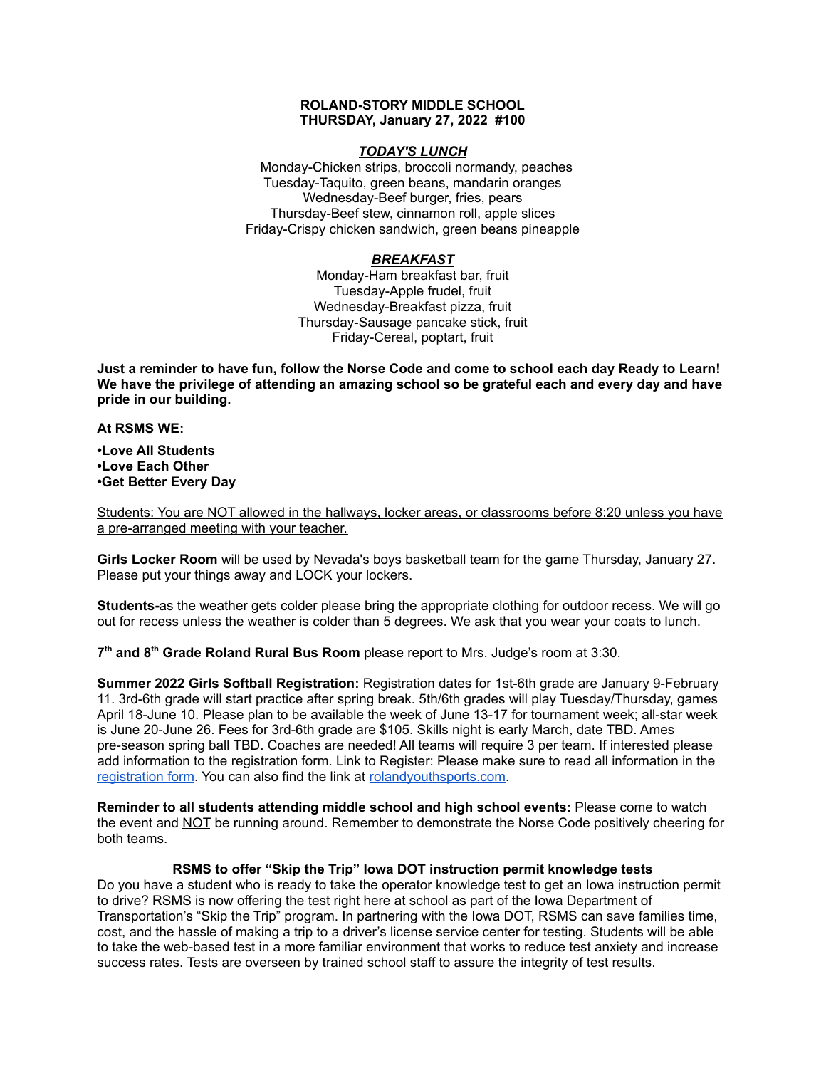**ROLAND-STORY MIDDLE SCHOOL**
**THURSDAY, January 27, 2022 #100**

***TODAY'S LUNCH***

Monday-Chicken strips, broccoli normandy, peaches
Tuesday-Taquito, green beans, mandarin oranges
Wednesday-Beef burger, fries, pears
Thursday-Beef stew, cinnamon roll, apple slices
Friday-Crispy chicken sandwich, green beans pineapple

***BREAKFAST***

Monday-Ham breakfast bar, fruit
Tuesday-Apple frudel, fruit
Wednesday-Breakfast pizza, fruit
Thursday-Sausage pancake stick, fruit
Friday-Cereal, poptart, fruit

**Just a reminder to have fun, follow the Norse Code and come to school each day Ready to Learn! We have the privilege of attending an amazing school so be grateful each and every day and have pride in our building.**

**At RSMS WE:**

**•Love All Students**
**•Love Each Other**
**•Get Better Every Day**

<u>Students: You are NOT allowed in the hallways, locker areas, or classrooms before 8:20 unless you have a pre-arranged meeting with your teacher.</u>

**Girls Locker Room** will be used by Nevada's boys basketball team for the game Thursday, January 27. Please put your things away and LOCK your lockers.

**Students-**as the weather gets colder please bring the appropriate clothing for outdoor recess. We will go out for recess unless the weather is colder than 5 degrees. We ask that you wear your coats to lunch.

**7th and 8th Grade Roland Rural Bus Room** please report to Mrs. Judge's room at 3:30.

**Summer 2022 Girls Softball Registration:** Registration dates for 1st-6th grade are January 9-February 11. 3rd-6th grade will start practice after spring break. 5th/6th grades will play Tuesday/Thursday, games April 18-June 10. Please plan to be available the week of June 13-17 for tournament week; all-star week is June 20-June 26. Fees for 3rd-6th grade are $105. Skills night is early March, date TBD. Ames pre-season spring ball TBD. Coaches are needed! All teams will require 3 per team. If interested please add information to the registration form. Link to Register: Please make sure to read all information in the registration form. You can also find the link at rolandyouthsports.com.

**Reminder to all students attending middle school and high school events:** Please come to watch the event and <u>NOT</u> be running around. Remember to demonstrate the Norse Code positively cheering for both teams.

**RSMS to offer "Skip the Trip" Iowa DOT instruction permit knowledge tests**

Do you have a student who is ready to take the operator knowledge test to get an Iowa instruction permit to drive? RSMS is now offering the test right here at school as part of the Iowa Department of Transportation's "Skip the Trip" program. In partnering with the Iowa DOT, RSMS can save families time, cost, and the hassle of making a trip to a driver's license service center for testing. Students will be able to take the web-based test in a more familiar environment that works to reduce test anxiety and increase success rates. Tests are overseen by trained school staff to assure the integrity of test results.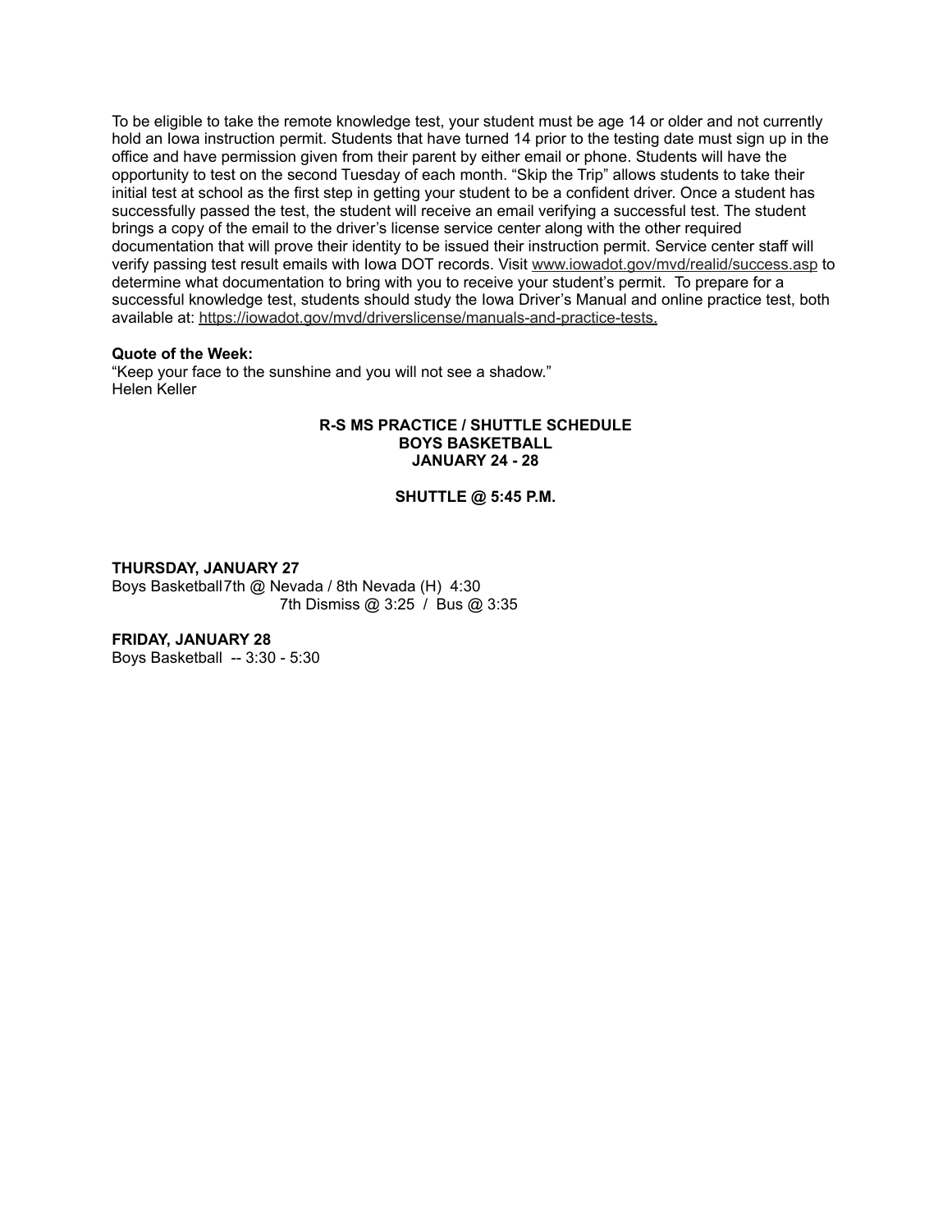To be eligible to take the remote knowledge test, your student must be age 14 or older and not currently hold an Iowa instruction permit. Students that have turned 14 prior to the testing date must sign up in the office and have permission given from their parent by either email or phone. Students will have the opportunity to test on the second Tuesday of each month. “Skip the Trip” allows students to take their initial test at school as the first step in getting your student to be a confident driver. Once a student has successfully passed the test, the student will receive an email verifying a successful test. The student brings a copy of the email to the driver’s license service center along with the other required documentation that will prove their identity to be issued their instruction permit. Service center staff will verify passing test result emails with Iowa DOT records. Visit [www.iowadot.gov/mvd/realid/success.asp](www.iowadot.gov/mvd/realid/success.asp) to determine what documentation to bring with you to receive your student’s permit. To prepare for a successful knowledge test, students should study the Iowa Driver’s Manual and online practice test, both available at: [https://iowadot.gov/mvd/driverslicense/manuals-and-practice-tests](https://iowadot.gov/mvd/driverslicense/manuals-and-practice-tests).

**Quote of the Week:**
“Keep your face to the sunshine and you will not see a shadow.”
Helen Keller

**R-S MS PRACTICE / SHUTTLE SCHEDULE**
**BOYS BASKETBALL**
**JANUARY 24 - 28**

**SHUTTLE @ 5:45 P.M.**

**THURSDAY, JANUARY 27**
Boys Basketball 7th @ Nevada / 8th Nevada (H) 4:30
7th Dismiss @ 3:25 / Bus @ 3:35

**FRIDAY, JANUARY 28**
Boys Basketball -- 3:30 - 5:30